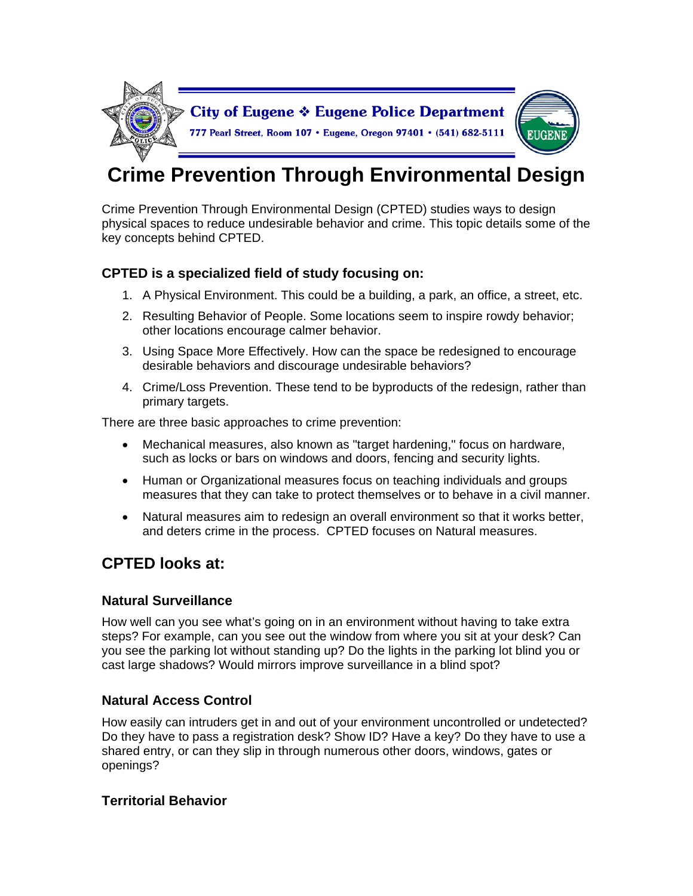City of Eugene ❖ Eugene Police Department

777 Pearl Street, Room 107 • Eugene, Oregon 97401 • (541) 682-5111

# Crime Prevention Through Environmental Design

Crime Prevention Through Environmental Design (CPTED) studies ways to design physical spaces to reduce undesirable behavior and crime. This topic details some of the key concepts behind CPTED.

### CPTED is a specialized field of study focusing on:

1. A Physical Environment. This could be a building, a park, an office, a street, etc.
2. Resulting Behavior of People. Some locations seem to inspire rowdy behavior; other locations encourage calmer behavior.
3. Using Space More Effectively. How can the space be redesigned to encourage desirable behaviors and discourage undesirable behaviors?
4. Crime/Loss Prevention. These tend to be byproducts of the redesign, rather than primary targets.

There are three basic approaches to crime prevention:

- Mechanical measures, also known as "target hardening," focus on hardware, such as locks or bars on windows and doors, fencing and security lights.
- Human or Organizational measures focus on teaching individuals and groups measures that they can take to protect themselves or to behave in a civil manner.
- Natural measures aim to redesign an overall environment so that it works better, and deters crime in the process. CPTED focuses on Natural measures.

## CPTED looks at:

### Natural Surveillance

How well can you see what's going on in an environment without having to take extra steps? For example, can you see out the window from where you sit at your desk? Can you see the parking lot without standing up? Do the lights in the parking lot blind you or cast large shadows? Would mirrors improve surveillance in a blind spot?

### Natural Access Control

How easily can intruders get in and out of your environment uncontrolled or undetected? Do they have to pass a registration desk? Show ID? Have a key? Do they have to use a shared entry, or can they slip in through numerous other doors, windows, gates or openings?

### Territorial Behavior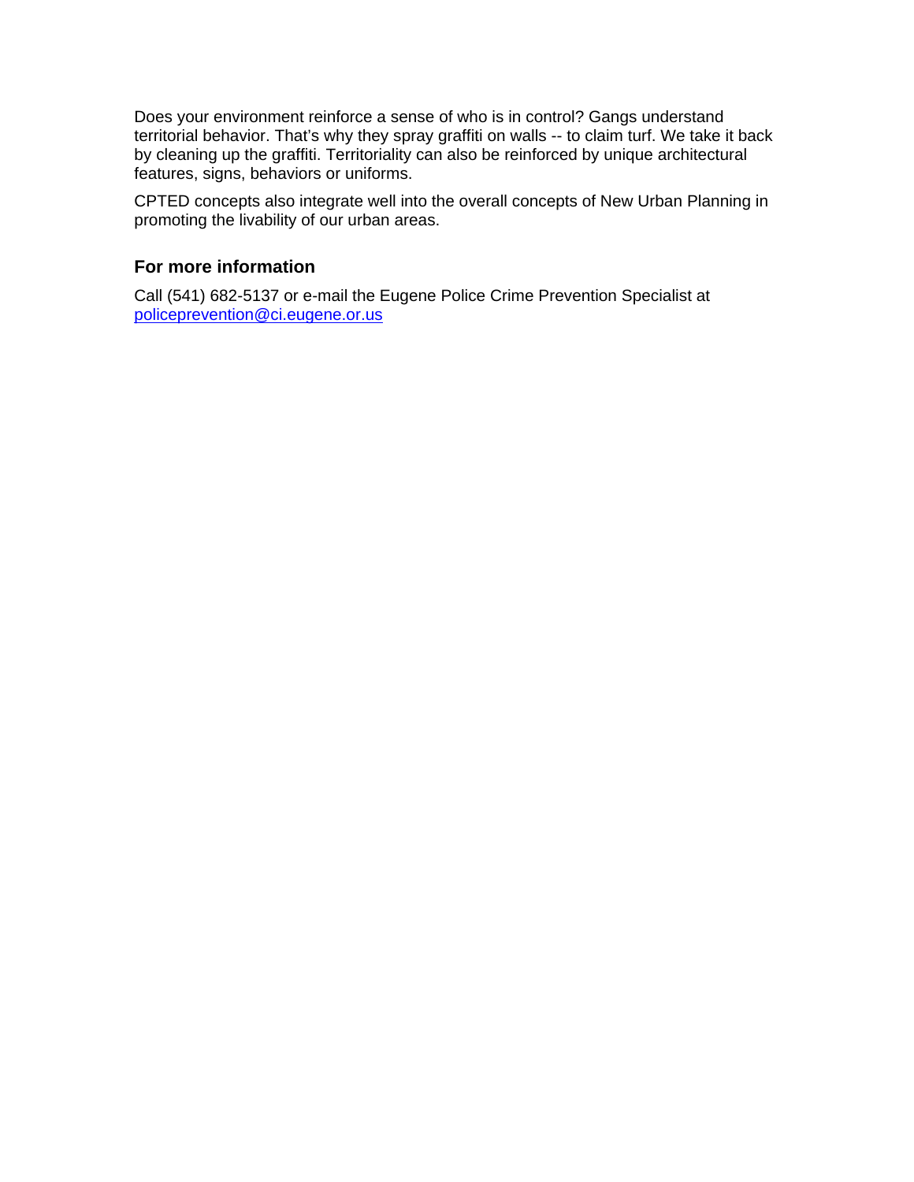Does your environment reinforce a sense of who is in control? Gangs understand territorial behavior. That's why they spray graffiti on walls -- to claim turf. We take it back by cleaning up the graffiti. Territoriality can also be reinforced by unique architectural features, signs, behaviors or uniforms.

CPTED concepts also integrate well into the overall concepts of New Urban Planning in promoting the livability of our urban areas.

### For more information

Call (541) 682-5137 or e-mail the Eugene Police Crime Prevention Specialist at policeprevention@ci.eugene.or.us